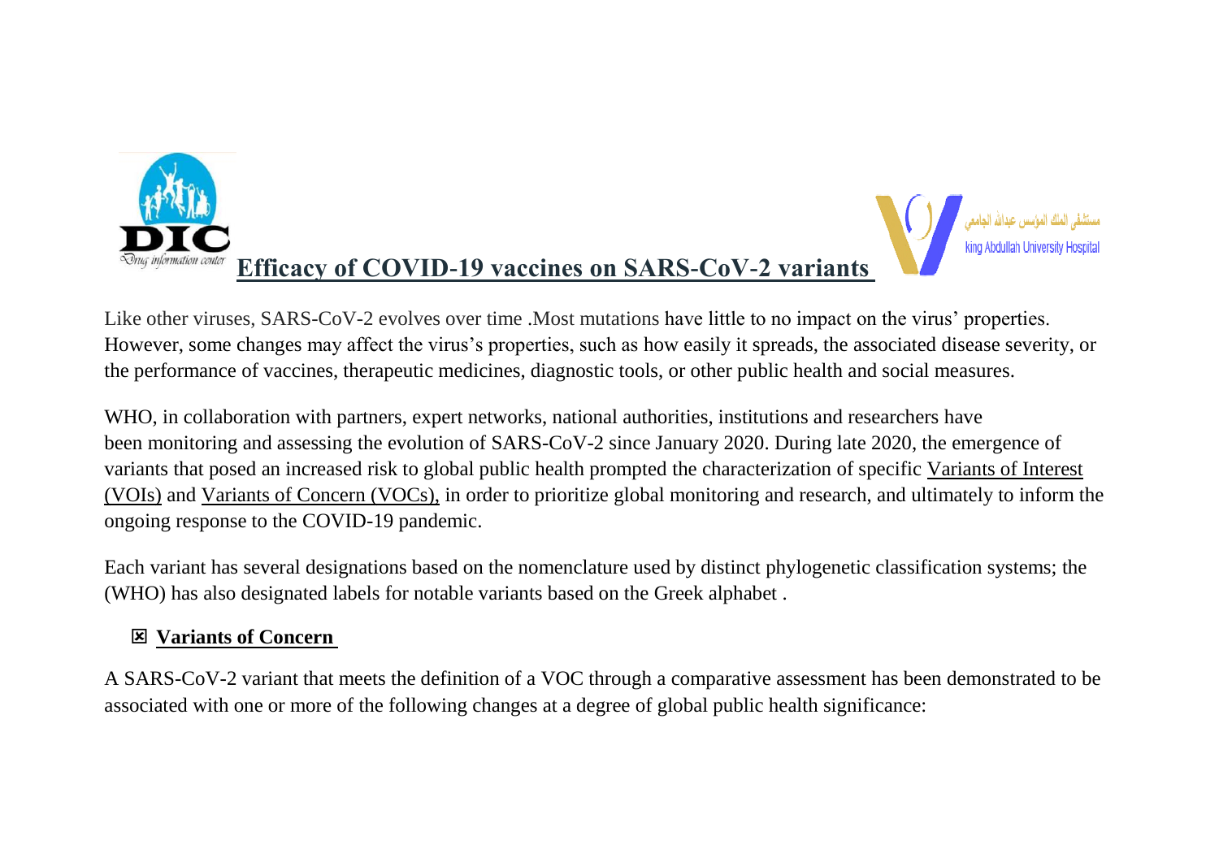# Efficacy of COVID-19 vaccines on SARS-CoV-2 variants

Like other viruses, SARS-CoV-2 evolves over time .Most mutations have little to no impact on the virus' properties. However, some changes may affect the virus's properties, such as how easily it spreads, the associated disease severity, or the performance of vaccines, therapeutic medicines, diagnostic tools, or other public health and social measures.

WHO, in collaboration with partners, expert networks, national authorities, institutions and researchers have been monitoring and assessing the evolution of SARS-CoV-2 since January 2020. During late 2020, the emergence of variants that posed an increased risk to global public health prompted the characterization of specific Variants of Interest (VOIs) and Variants of Concern (VOCs), in order to prioritize global monitoring and research, and ultimately to inform the ongoing response to the COVID-19 pandemic.

Each variant has several designations based on the nomenclature used by distinct phylogenetic classification systems; the (WHO) has also designated labels for notable variants based on the Greek alphabet .

## Variants of Concern

A SARS-CoV-2 variant that meets the definition of a VOC through a comparative assessment has been demonstrated to be associated with one or more of the following changes at a degree of global public health significance: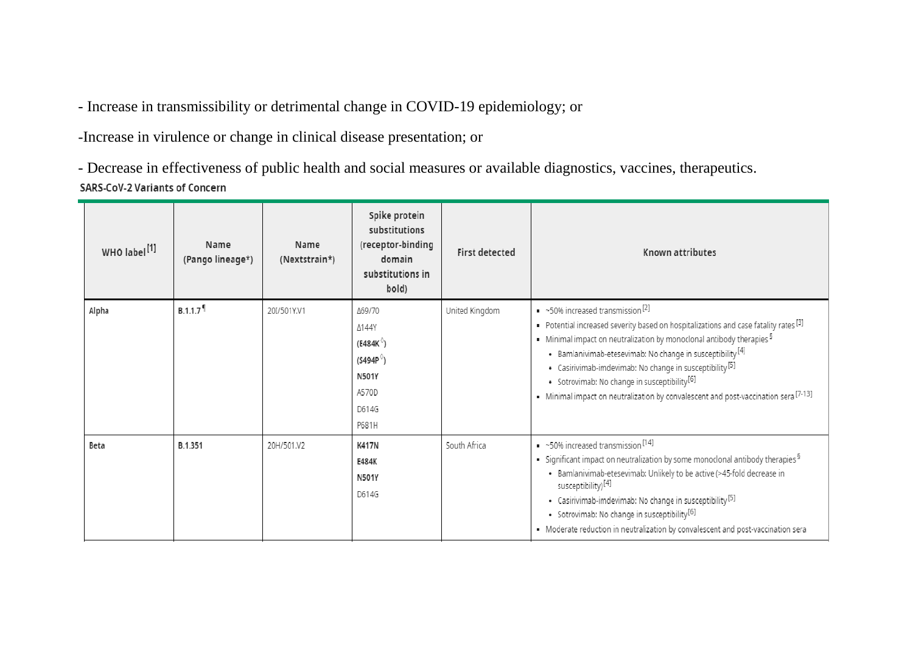- Increase in transmissibility or detrimental change in COVID-19 epidemiology; or

-Increase in virulence or change in clinical disease presentation; or

- Decrease in effectiveness of public health and social measures or available diagnostics, vaccines, therapeutics.

**SARS-CoV-2 Variants of Concern**

| WHO label [1] | Name (Pango lineage*) | Name (Nextstrain*) | Spike protein substitutions (receptor-binding domain substitutions in bold) | First detected | Known attributes |
|---|---|---|---|---|---|
| Alpha | B.1.1.7 ¶ | 20I/501Y.V1 | Δ69/70<br>Δ144Y<br>**(E484K ◊)**<br>**(S494P ◊)**<br>**N501Y**<br>A570D<br>D614G<br>P681H | United Kingdom | ▪ ~50% increased transmission [2]<br>▪ Potential increased severity based on hospitalizations and case fatality rates [3]<br>▪ Minimal impact on neutralization by monoclonal antibody therapies §<br>• Bamlanivimab-etesevimab: No change in susceptibility [4]<br>• Casirivimab-imdevimab: No change in susceptibility [5]<br>• Sotrovimab: No change in susceptibility [6]<br>▪ Minimal impact on neutralization by convalescent and post-vaccination sera [7-13] |
| Beta | B.1.351 | 20H/501.V2 | **K417N**<br>**E484K**<br>**N501Y**<br>D614G | South Africa | ▪ ~50% increased transmission [14]<br>▪ Significant impact on neutralization by some monoclonal antibody therapies §<br>• Bamlanivimab-etesevimab: Unlikely to be active (>45-fold decrease in susceptibility) [4]<br>• Casirivimab-imdevimab: No change in susceptibility [5]<br>• Sotrovimab: No change in susceptibility [6]<br>▪ Moderate reduction in neutralization by convalescent and post-vaccination sera |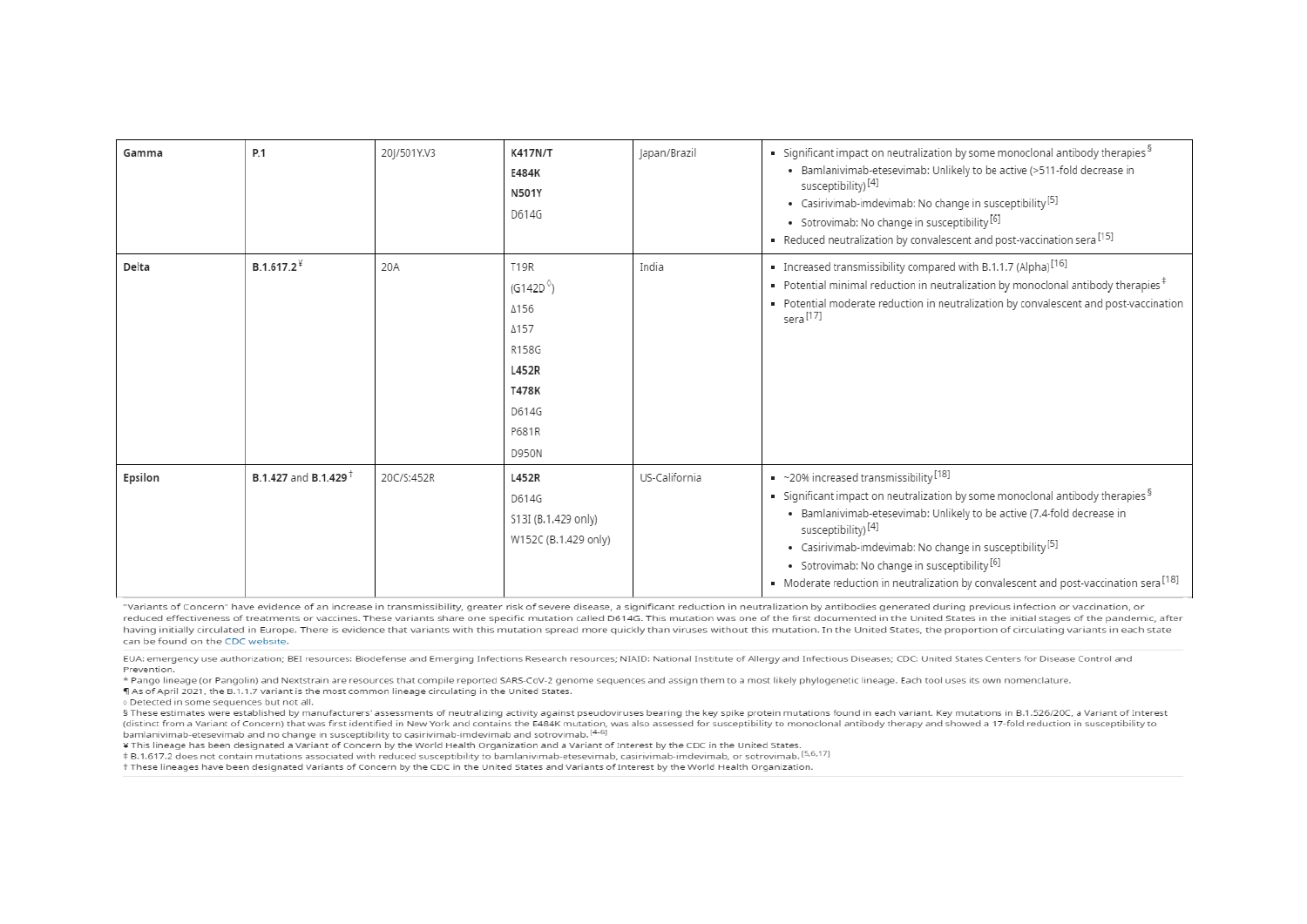| | | | | | |
|---|---|---|---|---|---|
| **Gamma** | **P.1** | 20J/501Y.V3 | **K417N/T**<br>**E484K**<br>**N501Y**<br>D614G | Japan/Brazil | • Significant impact on neutralization by some monoclonal antibody therapies §<br>  ◦ Bamlanivimab-etesevimab: Unlikely to be active (>511-fold decrease in susceptibility) [4]<br>  ◦ Casirivimab-imdevimab: No change in susceptibility [5]<br>  ◦ Sotrovimab: No change in susceptibility [6]<br>• Reduced neutralization by convalescent and post-vaccination sera [15] |
| **Delta** | **B.1.617.2** ¥ | 20A | T19R<br>(G142D ◊)<br>Δ156<br>Δ157<br>R158G<br>**L452R**<br>**T478K**<br>D614G<br>P681R<br>D950N | India | • Increased transmissibility compared with B.1.1.7 (Alpha) [16]<br>• Potential minimal reduction in neutralization by monoclonal antibody therapies ‡<br>• Potential moderate reduction in neutralization by convalescent and post-vaccination sera [17] |
| **Epsilon** | **B.1.427** and **B.1.429** † | 20C/S:452R | **L452R**<br>D614G<br>S13I (B.1.429 only)<br>W152C (B.1.429 only) | US-California | • ~20% increased transmissibility [18]<br>• Significant impact on neutralization by some monoclonal antibody therapies §<br>  ◦ Bamlanivimab-etesevimab: Unlikely to be active (7.4-fold decrease in susceptibility) [4]<br>  ◦ Casirivimab-imdevimab: No change in susceptibility [5]<br>  ◦ Sotrovimab: No change in susceptibility [6]<br>• Moderate reduction in neutralization by convalescent and post-vaccination sera [18] |

"Variants of Concern" have evidence of an increase in transmissibility, greater risk of severe disease, a significant reduction in neutralization by antibodies generated during previous infection or vaccination, or reduced effectiveness of treatments or vaccines. These variants share one specific mutation called D614G. This mutation was one of the first documented in the United States in the initial stages of the pandemic, after having initially circulated in Europe. There is evidence that variants with this mutation spread more quickly than viruses without this mutation. In the United States, the proportion of circulating variants in each state can be found on the CDC website.

EUA: emergency use authorization; BEI resources: Biodefense and Emerging Infections Research resources; NIAID: National Institute of Allergy and Infectious Diseases; CDC: United States Centers for Disease Control and Prevention.

\* Pango lineage (or Pangolin) and Nextstrain are resources that compile reported SARS-CoV-2 genome sequences and assign them to a most likely phylogenetic lineage. Each tool uses its own nomenclature.

¶ As of April 2021, the B.1.1.7 variant is the most common lineage circulating in the United States.

◊ Detected in some sequences but not all.

§ These estimates were established by manufacturers' assessments of neutralizing activity against pseudoviruses bearing the key spike protein mutations found in each variant. Key mutations in B.1.526/20C, a Variant of Interest (distinct from a Variant of Concern) that was first identified in New York and contains the E484K mutation, was also assessed for susceptibility to monoclonal antibody therapy and showed a 17-fold reduction in susceptibility to bamlanivimab-etesevimab and no change in susceptibility to casirivimab-imdevimab and sotrovimab. [4-6]

¥ This lineage has been designated a Variant of Concern by the World Health Organization and a Variant of Interest by the CDC in the United States.

‡ B.1.617.2 does not contain mutations associated with reduced susceptibility to bamlanivimab-etesevimab, casirivimab-imdevimab, or sotrovimab. [5,6,17]

† These lineages have been designated Variants of Concern by the CDC in the United States and Variants of Interest by the World Health Organization.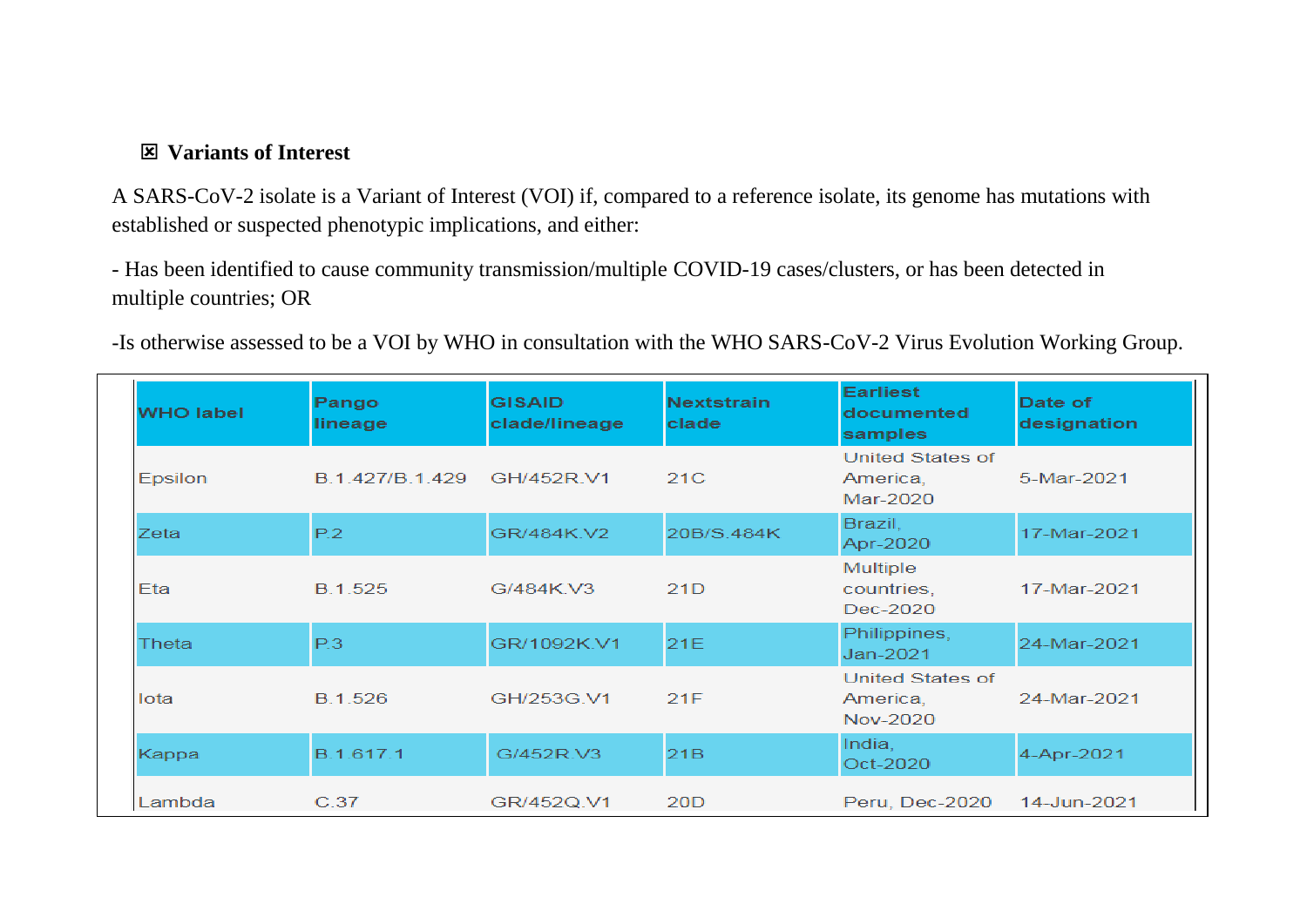### ☒ Variants of Interest

A SARS-CoV-2 isolate is a Variant of Interest (VOI) if, compared to a reference isolate, its genome has mutations with established or suspected phenotypic implications, and either:

- Has been identified to cause community transmission/multiple COVID-19 cases/clusters, or has been detected in multiple countries; OR

-Is otherwise assessed to be a VOI by WHO in consultation with the WHO SARS-CoV-2 Virus Evolution Working Group.

| WHO label | Pango lineage | GISAID clade/lineage | Nextstrain clade | Earliest documented samples | Date of designation |
|---|---|---|---|---|---|
| Epsilon | B.1.427/B.1.429 | GH/452R.V1 | 21C | United States of America, Mar-2020 | 5-Mar-2021 |
| Zeta | P.2 | GR/484K.V2 | 20B/S.484K | Brazil, Apr-2020 | 17-Mar-2021 |
| Eta | B.1.525 | G/484K.V3 | 21D | Multiple countries, Dec-2020 | 17-Mar-2021 |
| Theta | P.3 | GR/1092K.V1 | 21E | Philippines, Jan-2021 | 24-Mar-2021 |
| Iota | B.1.526 | GH/253G.V1 | 21F | United States of America, Nov-2020 | 24-Mar-2021 |
| Kappa | B.1.617.1 | G/452R.V3 | 21B | India, Oct-2020 | 4-Apr-2021 |
| Lambda | C.37 | GR/452Q.V1 | 20D | Peru, Dec-2020 | 14-Jun-2021 |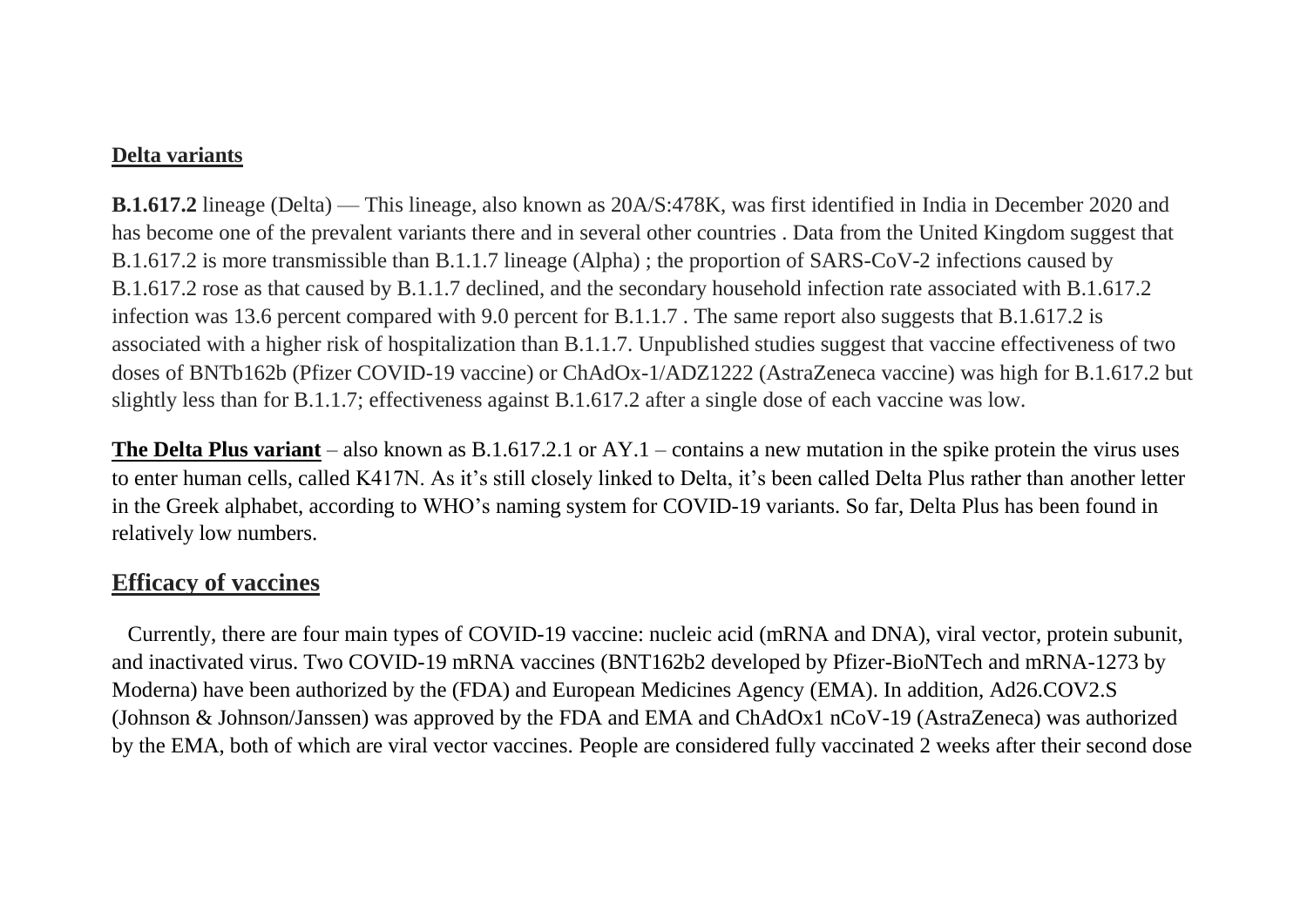**Delta variants**

**B.1.617.2** lineage (Delta) — This lineage, also known as 20A/S:478K, was first identified in India in December 2020 and has become one of the prevalent variants there and in several other countries . Data from the United Kingdom suggest that B.1.617.2 is more transmissible than B.1.1.7 lineage (Alpha) ; the proportion of SARS-CoV-2 infections caused by B.1.617.2 rose as that caused by B.1.1.7 declined, and the secondary household infection rate associated with B.1.617.2 infection was 13.6 percent compared with 9.0 percent for B.1.1.7 . The same report also suggests that B.1.617.2 is associated with a higher risk of hospitalization than B.1.1.7. Unpublished studies suggest that vaccine effectiveness of two doses of BNTb162b (Pfizer COVID-19 vaccine) or ChAdOx-1/ADZ1222 (AstraZeneca vaccine) was high for B.1.617.2 but slightly less than for B.1.1.7; effectiveness against B.1.617.2 after a single dose of each vaccine was low.

**The Delta Plus variant** – also known as B.1.617.2.1 or AY.1 – contains a new mutation in the spike protein the virus uses to enter human cells, called K417N. As it's still closely linked to Delta, it's been called Delta Plus rather than another letter in the Greek alphabet, according to WHO's naming system for COVID-19 variants. So far, Delta Plus has been found in relatively low numbers.

## Efficacy of vaccines

Currently, there are four main types of COVID-19 vaccine: nucleic acid (mRNA and DNA), viral vector, protein subunit, and inactivated virus. Two COVID-19 mRNA vaccines (BNT162b2 developed by Pfizer-BioNTech and mRNA-1273 by Moderna) have been authorized by the (FDA) and European Medicines Agency (EMA). In addition, Ad26.COV2.S (Johnson & Johnson/Janssen) was approved by the FDA and EMA and ChAdOx1 nCoV-19 (AstraZeneca) was authorized by the EMA, both of which are viral vector vaccines. People are considered fully vaccinated 2 weeks after their second dose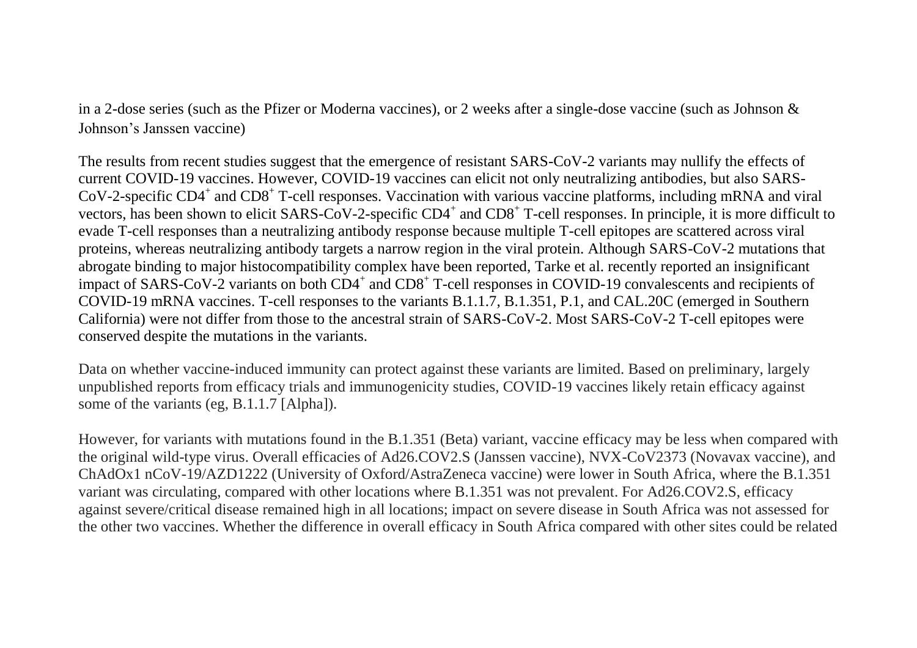in a 2-dose series (such as the Pfizer or Moderna vaccines), or 2 weeks after a single-dose vaccine (such as Johnson & Johnson's Janssen vaccine)

The results from recent studies suggest that the emergence of resistant SARS-CoV-2 variants may nullify the effects of current COVID-19 vaccines. However, COVID-19 vaccines can elicit not only neutralizing antibodies, but also SARS-CoV-2-specific $CD4^+$ and $CD8^+$ T-cell responses. Vaccination with various vaccine platforms, including mRNA and viral vectors, has been shown to elicit SARS-CoV-2-specific $CD4^+$ and $CD8^+$ T-cell responses. In principle, it is more difficult to evade T-cell responses than a neutralizing antibody response because multiple T-cell epitopes are scattered across viral proteins, whereas neutralizing antibody targets a narrow region in the viral protein. Although SARS-CoV-2 mutations that abrogate binding to major histocompatibility complex have been reported, Tarke et al. recently reported an insignificant impact of SARS-CoV-2 variants on both $CD4^+$ and $CD8^+$ T-cell responses in COVID-19 convalescents and recipients of COVID-19 mRNA vaccines. T-cell responses to the variants B.1.1.7, B.1.351, P.1, and CAL.20C (emerged in Southern California) were not differ from those to the ancestral strain of SARS-CoV-2. Most SARS-CoV-2 T-cell epitopes were conserved despite the mutations in the variants.

Data on whether vaccine-induced immunity can protect against these variants are limited. Based on preliminary, largely unpublished reports from efficacy trials and immunogenicity studies, COVID-19 vaccines likely retain efficacy against some of the variants (eg, B.1.1.7 [Alpha]).

However, for variants with mutations found in the B.1.351 (Beta) variant, vaccine efficacy may be less when compared with the original wild-type virus. Overall efficacies of Ad26.COV2.S (Janssen vaccine), NVX-CoV2373 (Novavax vaccine), and ChAdOx1 nCoV-19/AZD1222 (University of Oxford/AstraZeneca vaccine) were lower in South Africa, where the B.1.351 variant was circulating, compared with other locations where B.1.351 was not prevalent. For Ad26.COV2.S, efficacy against severe/critical disease remained high in all locations; impact on severe disease in South Africa was not assessed for the other two vaccines. Whether the difference in overall efficacy in South Africa compared with other sites could be related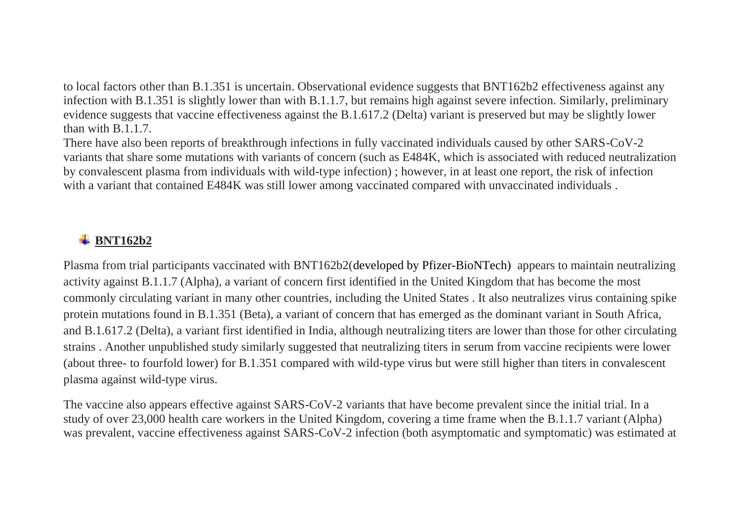to local factors other than B.1.351 is uncertain. Observational evidence suggests that BNT162b2 effectiveness against any infection with B.1.351 is slightly lower than with B.1.1.7, but remains high against severe infection. Similarly, preliminary evidence suggests that vaccine effectiveness against the B.1.617.2 (Delta) variant is preserved but may be slightly lower than with B.1.1.7.

There have also been reports of breakthrough infections in fully vaccinated individuals caused by other SARS-CoV-2 variants that share some mutations with variants of concern (such as E484K, which is associated with reduced neutralization by convalescent plasma from individuals with wild-type infection) ; however, in at least one report, the risk of infection with a variant that contained E484K was still lower among vaccinated compared with unvaccinated individuals .

### **BNT162b2**

Plasma from trial participants vaccinated with BNT162b2(developed by Pfizer-BioNTech) appears to maintain neutralizing activity against B.1.1.7 (Alpha), a variant of concern first identified in the United Kingdom that has become the most commonly circulating variant in many other countries, including the United States . It also neutralizes virus containing spike protein mutations found in B.1.351 (Beta), a variant of concern that has emerged as the dominant variant in South Africa, and B.1.617.2 (Delta), a variant first identified in India, although neutralizing titers are lower than those for other circulating strains . Another unpublished study similarly suggested that neutralizing titers in serum from vaccine recipients were lower (about three- to fourfold lower) for B.1.351 compared with wild-type virus but were still higher than titers in convalescent plasma against wild-type virus.

The vaccine also appears effective against SARS-CoV-2 variants that have become prevalent since the initial trial. In a study of over 23,000 health care workers in the United Kingdom, covering a time frame when the B.1.1.7 variant (Alpha) was prevalent, vaccine effectiveness against SARS-CoV-2 infection (both asymptomatic and symptomatic) was estimated at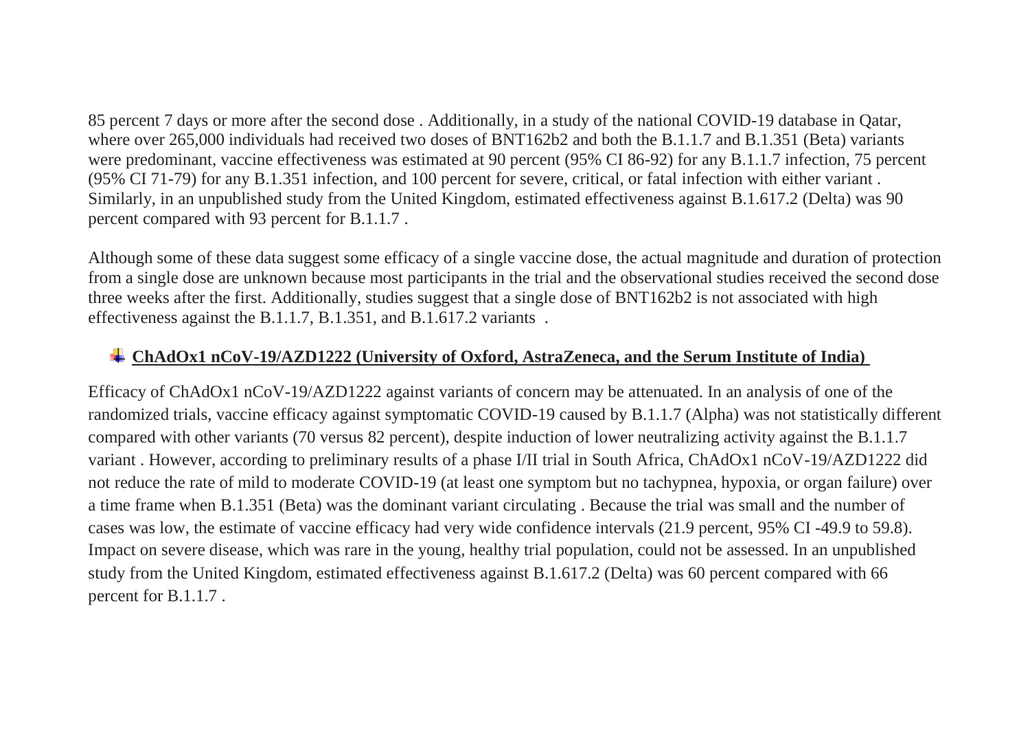85 percent 7 days or more after the second dose . Additionally, in a study of the national COVID-19 database in Qatar, where over 265,000 individuals had received two doses of BNT162b2 and both the B.1.1.7 and B.1.351 (Beta) variants were predominant, vaccine effectiveness was estimated at 90 percent (95% CI 86-92) for any B.1.1.7 infection, 75 percent (95% CI 71-79) for any B.1.351 infection, and 100 percent for severe, critical, or fatal infection with either variant . Similarly, in an unpublished study from the United Kingdom, estimated effectiveness against B.1.617.2 (Delta) was 90 percent compared with 93 percent for B.1.1.7 .

Although some of these data suggest some efficacy of a single vaccine dose, the actual magnitude and duration of protection from a single dose are unknown because most participants in the trial and the observational studies received the second dose three weeks after the first. Additionally, studies suggest that a single dose of BNT162b2 is not associated with high effectiveness against the B.1.1.7, B.1.351, and B.1.617.2 variants .

### **ChAdOx1 nCoV-19/AZD1222 (University of Oxford, AstraZeneca, and the Serum Institute of India)**

Efficacy of ChAdOx1 nCoV-19/AZD1222 against variants of concern may be attenuated. In an analysis of one of the randomized trials, vaccine efficacy against symptomatic COVID-19 caused by B.1.1.7 (Alpha) was not statistically different compared with other variants (70 versus 82 percent), despite induction of lower neutralizing activity against the B.1.1.7 variant . However, according to preliminary results of a phase I/II trial in South Africa, ChAdOx1 nCoV-19/AZD1222 did not reduce the rate of mild to moderate COVID-19 (at least one symptom but no tachypnea, hypoxia, or organ failure) over a time frame when B.1.351 (Beta) was the dominant variant circulating . Because the trial was small and the number of cases was low, the estimate of vaccine efficacy had very wide confidence intervals (21.9 percent, 95% CI -49.9 to 59.8). Impact on severe disease, which was rare in the young, healthy trial population, could not be assessed. In an unpublished study from the United Kingdom, estimated effectiveness against B.1.617.2 (Delta) was 60 percent compared with 66 percent for B.1.1.7 .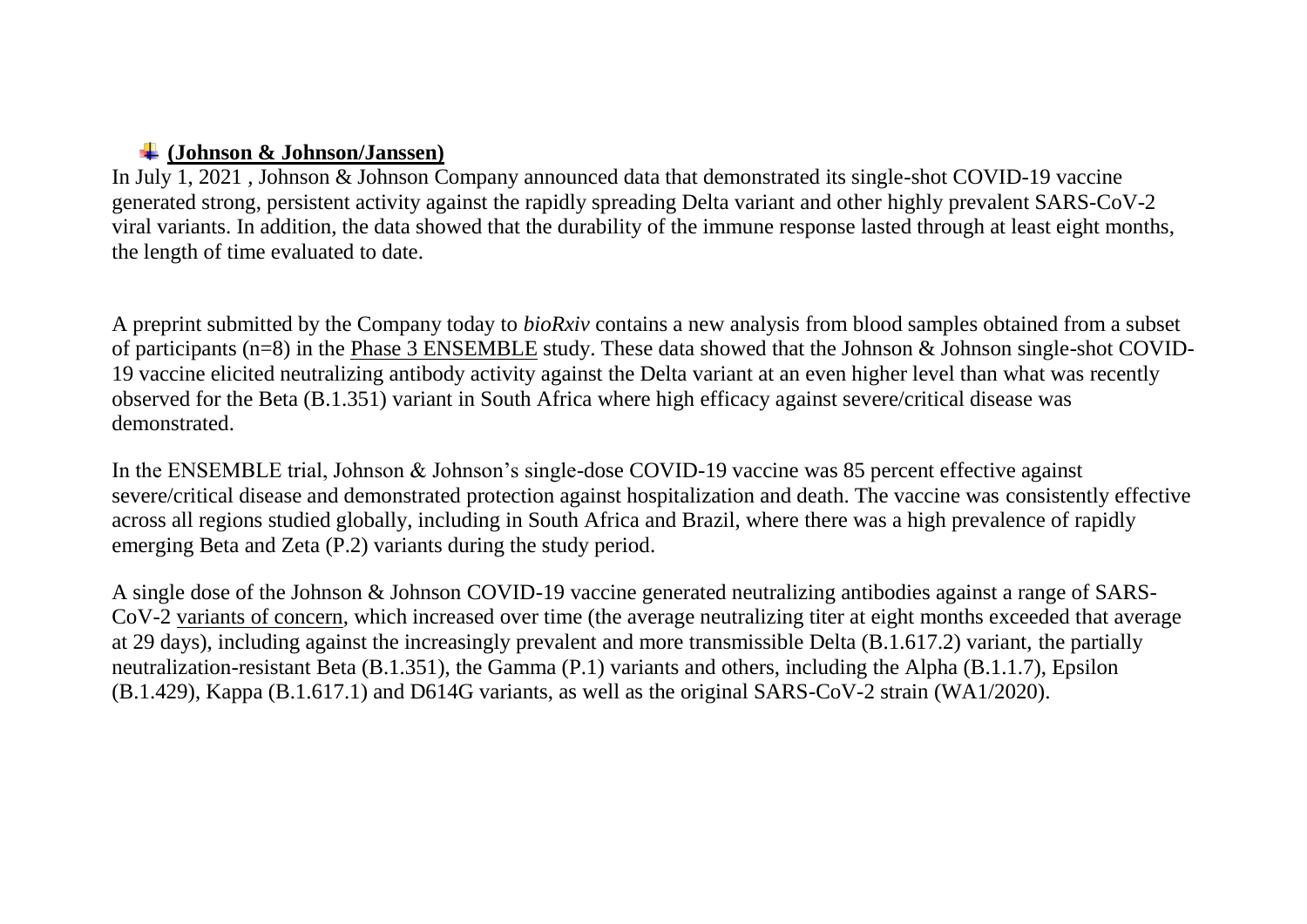## **(Johnson & Johnson/Janssen)**

In July 1, 2021 , Johnson & Johnson Company announced data that demonstrated its single-shot COVID-19 vaccine generated strong, persistent activity against the rapidly spreading Delta variant and other highly prevalent SARS-CoV-2 viral variants. In addition, the data showed that the durability of the immune response lasted through at least eight months, the length of time evaluated to date.

A preprint submitted by the Company today to *bioRxiv* contains a new analysis from blood samples obtained from a subset of participants (n=8) in the Phase 3 ENSEMBLE study. These data showed that the Johnson & Johnson single-shot COVID-19 vaccine elicited neutralizing antibody activity against the Delta variant at an even higher level than what was recently observed for the Beta (B.1.351) variant in South Africa where high efficacy against severe/critical disease was demonstrated.

In the ENSEMBLE trial, Johnson & Johnson's single-dose COVID-19 vaccine was 85 percent effective against severe/critical disease and demonstrated protection against hospitalization and death. The vaccine was consistently effective across all regions studied globally, including in South Africa and Brazil, where there was a high prevalence of rapidly emerging Beta and Zeta (P.2) variants during the study period.

A single dose of the Johnson & Johnson COVID-19 vaccine generated neutralizing antibodies against a range of SARS-CoV-2 variants of concern, which increased over time (the average neutralizing titer at eight months exceeded that average at 29 days), including against the increasingly prevalent and more transmissible Delta (B.1.617.2) variant, the partially neutralization-resistant Beta (B.1.351), the Gamma (P.1) variants and others, including the Alpha (B.1.1.7), Epsilon (B.1.429), Kappa (B.1.617.1) and D614G variants, as well as the original SARS-CoV-2 strain (WA1/2020).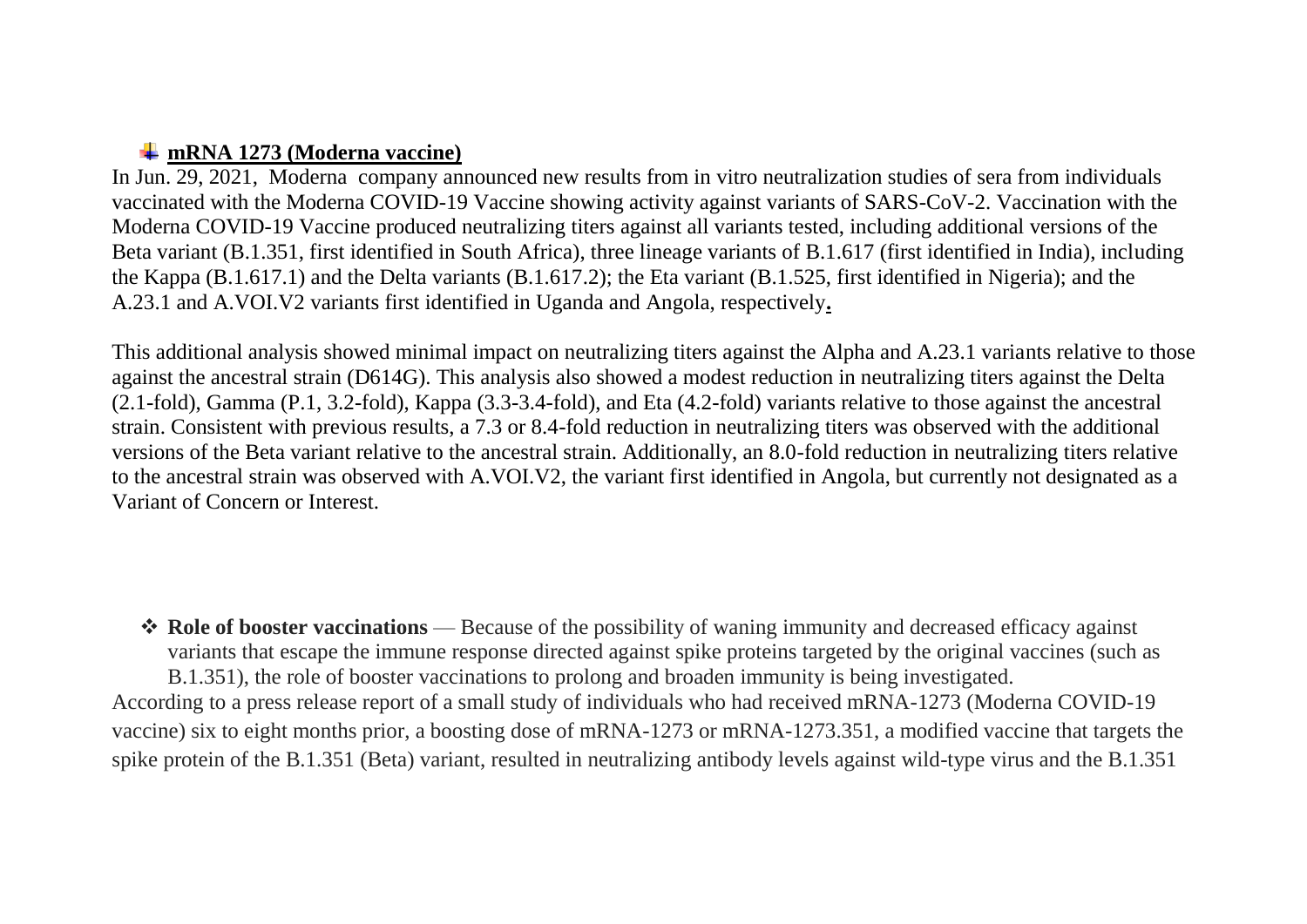## **mRNA 1273 (Moderna vaccine)**

In Jun. 29, 2021, Moderna company announced new results from in vitro neutralization studies of sera from individuals vaccinated with the Moderna COVID-19 Vaccine showing activity against variants of SARS-CoV-2. Vaccination with the Moderna COVID-19 Vaccine produced neutralizing titers against all variants tested, including additional versions of the Beta variant (B.1.351, first identified in South Africa), three lineage variants of B.1.617 (first identified in India), including the Kappa (B.1.617.1) and the Delta variants (B.1.617.2); the Eta variant (B.1.525, first identified in Nigeria); and the A.23.1 and A.VOI.V2 variants first identified in Uganda and Angola, respectively.

This additional analysis showed minimal impact on neutralizing titers against the Alpha and A.23.1 variants relative to those against the ancestral strain (D614G). This analysis also showed a modest reduction in neutralizing titers against the Delta (2.1-fold), Gamma (P.1, 3.2-fold), Kappa (3.3-3.4-fold), and Eta (4.2-fold) variants relative to those against the ancestral strain. Consistent with previous results, a 7.3 or 8.4-fold reduction in neutralizing titers was observed with the additional versions of the Beta variant relative to the ancestral strain. Additionally, an 8.0-fold reduction in neutralizing titers relative to the ancestral strain was observed with A.VOI.V2, the variant first identified in Angola, but currently not designated as a Variant of Concern or Interest.

- **Role of booster vaccinations** — Because of the possibility of waning immunity and decreased efficacy against variants that escape the immune response directed against spike proteins targeted by the original vaccines (such as B.1.351), the role of booster vaccinations to prolong and broaden immunity is being investigated.

According to a press release report of a small study of individuals who had received mRNA-1273 (Moderna COVID-19 vaccine) six to eight months prior, a boosting dose of mRNA-1273 or mRNA-1273.351, a modified vaccine that targets the spike protein of the B.1.351 (Beta) variant, resulted in neutralizing antibody levels against wild-type virus and the B.1.351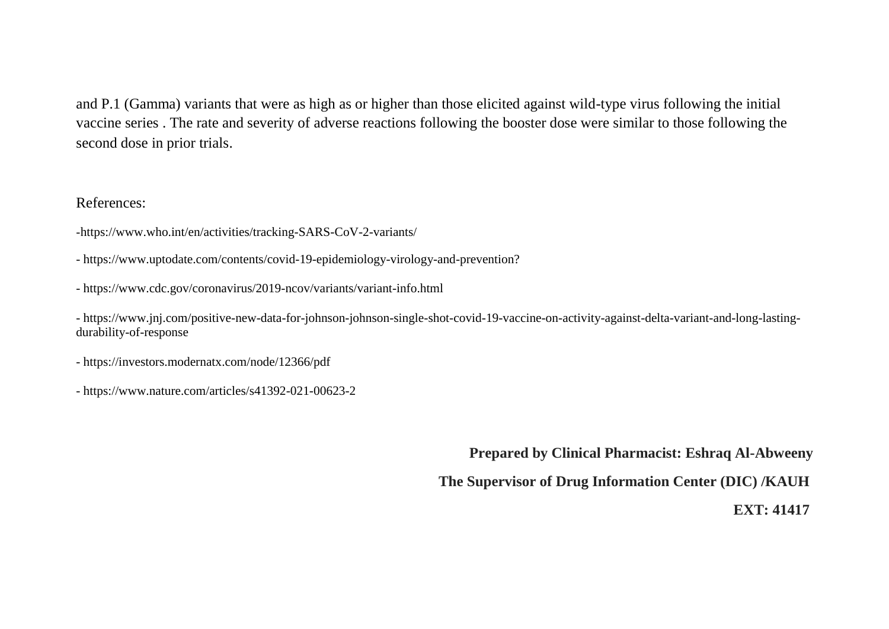and P.1 (Gamma) variants that were as high as or higher than those elicited against wild-type virus following the initial vaccine series . The rate and severity of adverse reactions following the booster dose were similar to those following the second dose in prior trials.

References:

-https://www.who.int/en/activities/tracking-SARS-CoV-2-variants/

- https://www.uptodate.com/contents/covid-19-epidemiology-virology-and-prevention?

- https://www.cdc.gov/coronavirus/2019-ncov/variants/variant-info.html

- https://www.jnj.com/positive-new-data-for-johnson-johnson-single-shot-covid-19-vaccine-on-activity-against-delta-variant-and-long-lasting-durability-of-response

- https://investors.modernatx.com/node/12366/pdf

- https://www.nature.com/articles/s41392-021-00623-2

**Prepared by Clinical Pharmacist: Eshraq Al-Abweeny**

**The Supervisor of Drug Information Center (DIC) /KAUH**

**EXT: 41417**